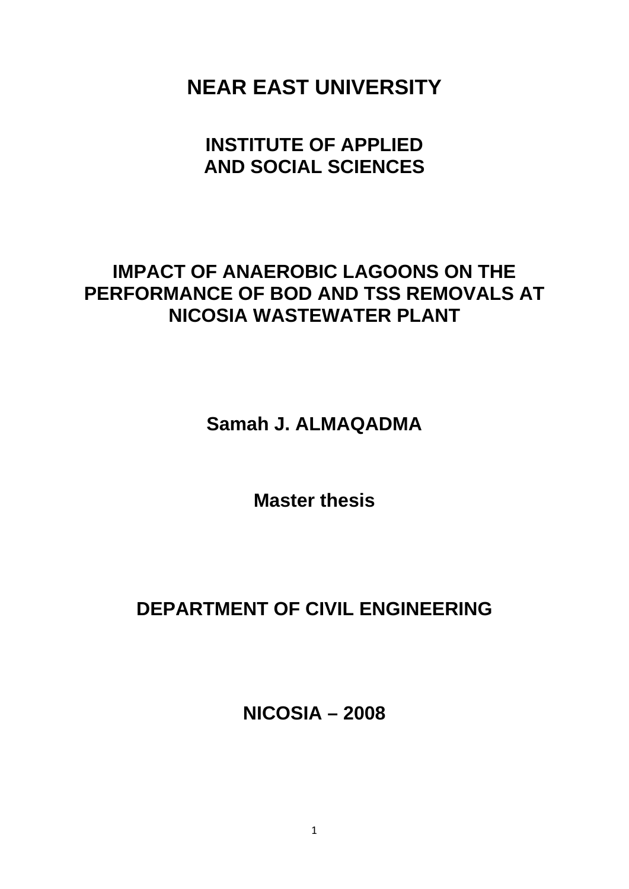# NEAR EAST UNIVERSITY

## INSTITUTE OF APPLIED AND SOCIAL SCIENCES

## IMPACT OF ANAEROBIC LAGOONS ON THE PERFORMANCE OF BOD AND TSS REMOVALS AT NICOSIA WASTEWATER PLANT

**Samah J. ALMAQADMA**

**Master thesis**

**DEPARTMENT OF CIVIL ENGINEERING**

**NICOSIA – 2008**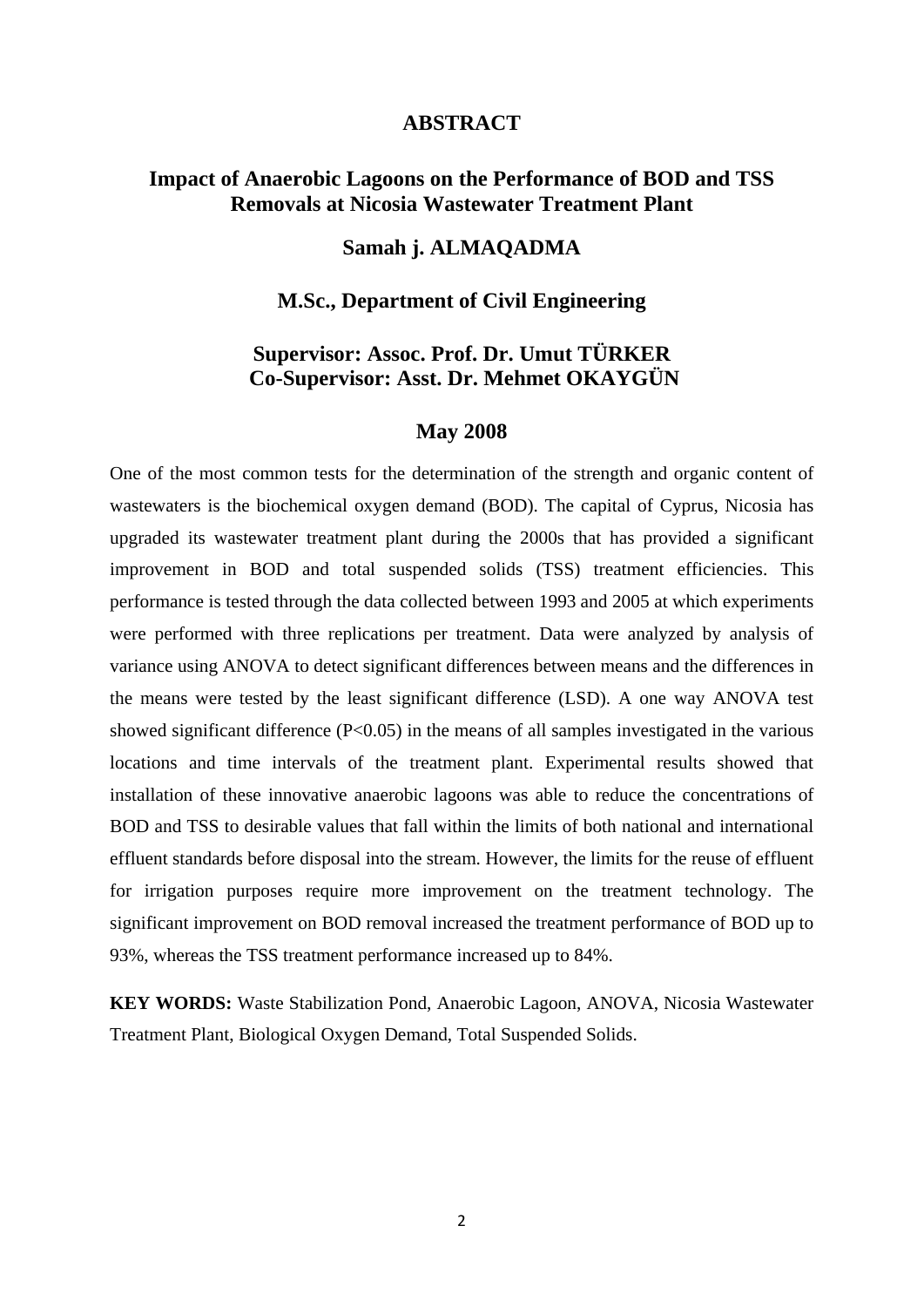# ABSTRACT

## Impact of Anaerobic Lagoons on the Performance of BOD and TSS Removals at Nicosia Wastewater Treatment Plant

**Samah j. ALMAQADMA**

**M.Sc., Department of Civil Engineering**

**Supervisor: Assoc. Prof. Dr. Umut TÜRKER**
**Co-Supervisor: Asst. Dr. Mehmet OKAYGÜN**

**May 2008**

One of the most common tests for the determination of the strength and organic content of wastewaters is the biochemical oxygen demand (BOD). The capital of Cyprus, Nicosia has upgraded its wastewater treatment plant during the 2000s that has provided a significant improvement in BOD and total suspended solids (TSS) treatment efficiencies. This performance is tested through the data collected between 1993 and 2005 at which experiments were performed with three replications per treatment. Data were analyzed by analysis of variance using ANOVA to detect significant differences between means and the differences in the means were tested by the least significant difference (LSD). A one way ANOVA test showed significant difference ($P<0.05$) in the means of all samples investigated in the various locations and time intervals of the treatment plant. Experimental results showed that installation of these innovative anaerobic lagoons was able to reduce the concentrations of BOD and TSS to desirable values that fall within the limits of both national and international effluent standards before disposal into the stream. However, the limits for the reuse of effluent for irrigation purposes require more improvement on the treatment technology. The significant improvement on BOD removal increased the treatment performance of BOD up to 93%, whereas the TSS treatment performance increased up to 84%.

**KEY WORDS:** Waste Stabilization Pond, Anaerobic Lagoon, ANOVA, Nicosia Wastewater Treatment Plant, Biological Oxygen Demand, Total Suspended Solids.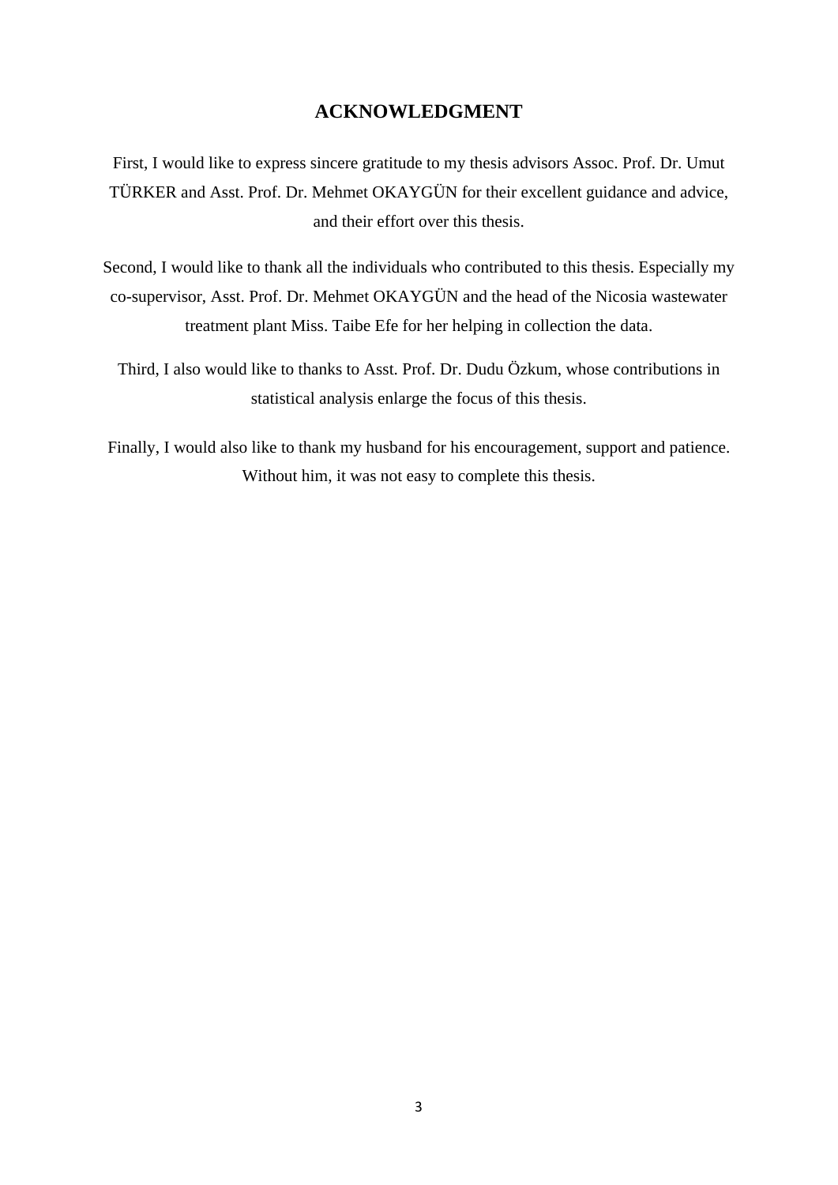# ACKNOWLEDGMENT

First, I would like to express sincere gratitude to my thesis advisors Assoc. Prof. Dr. Umut TÜRKER and Asst. Prof. Dr. Mehmet OKAYGÜN for their excellent guidance and advice, and their effort over this thesis.

Second, I would like to thank all the individuals who contributed to this thesis. Especially my co-supervisor, Asst. Prof. Dr. Mehmet OKAYGÜN and the head of the Nicosia wastewater treatment plant Miss. Taibe Efe for her helping in collection the data.

Third, I also would like to thanks to Asst. Prof. Dr. Dudu Özkum, whose contributions in statistical analysis enlarge the focus of this thesis.

Finally, I would also like to thank my husband for his encouragement, support and patience. Without him, it was not easy to complete this thesis.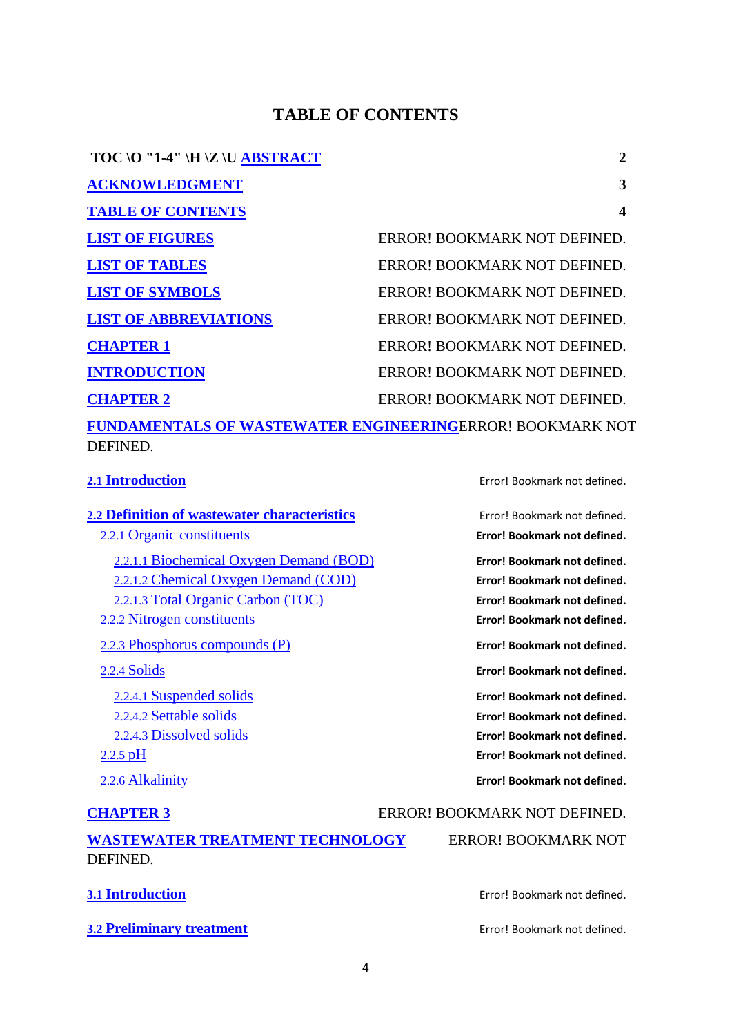# TABLE OF CONTENTS

TOC \O "1-4" \H \Z \U ABSTRACT 2

ACKNOWLEDGMENT 3

TABLE OF CONTENTS 4

LIST OF FIGURES ERROR! BOOKMARK NOT DEFINED.

LIST OF TABLES ERROR! BOOKMARK NOT DEFINED.

LIST OF SYMBOLS ERROR! BOOKMARK NOT DEFINED.

LIST OF ABBREVIATIONS ERROR! BOOKMARK NOT DEFINED.

CHAPTER 1 ERROR! BOOKMARK NOT DEFINED.

INTRODUCTION ERROR! BOOKMARK NOT DEFINED.

CHAPTER 2 ERROR! BOOKMARK NOT DEFINED.

FUNDAMENTALS OF WASTEWATER ENGINEERINGERROR! BOOKMARK NOT DEFINED.

2.1 Introduction Error! Bookmark not defined.

2.2 Definition of wastewater characteristics Error! Bookmark not defined.

- 2.2.1 Organic constituents Error! Bookmark not defined.
  - 2.2.1.1 Biochemical Oxygen Demand (BOD) Error! Bookmark not defined.
  - 2.2.1.2 Chemical Oxygen Demand (COD) Error! Bookmark not defined.
  - 2.2.1.3 Total Organic Carbon (TOC) Error! Bookmark not defined.
- 2.2.2 Nitrogen constituents Error! Bookmark not defined.
- 2.2.3 Phosphorus compounds (P) Error! Bookmark not defined.
- 2.2.4 Solids Error! Bookmark not defined.
  - 2.2.4.1 Suspended solids Error! Bookmark not defined.
  - 2.2.4.2 Settable solids Error! Bookmark not defined.
  - 2.2.4.3 Dissolved solids Error! Bookmark not defined.
- 2.2.5 pH Error! Bookmark not defined.
- 2.2.6 Alkalinity Error! Bookmark not defined.

CHAPTER 3 ERROR! BOOKMARK NOT DEFINED.

WASTEWATER TREATMENT TECHNOLOGY ERROR! BOOKMARK NOT DEFINED.

3.1 Introduction Error! Bookmark not defined.

3.2 Preliminary treatment Error! Bookmark not defined.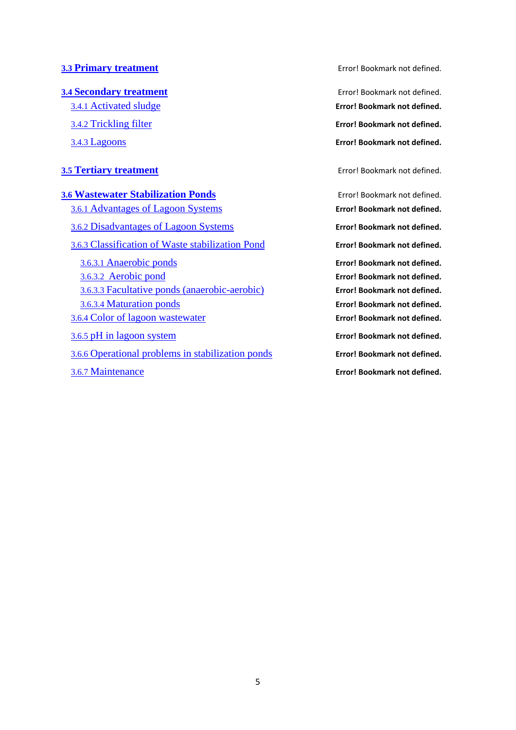**3.3 Primary treatment** Error! Bookmark not defined.

**3.4 Secondary treatment** Error! Bookmark not defined.

3.4.1 Activated sludge **Error! Bookmark not defined.**

3.4.2 Trickling filter **Error! Bookmark not defined.**

3.4.3 Lagoons **Error! Bookmark not defined.**

**3.5 Tertiary treatment** Error! Bookmark not defined.

**3.6 Wastewater Stabilization Ponds** Error! Bookmark not defined.

3.6.1 Advantages of Lagoon Systems **Error! Bookmark not defined.**

3.6.2 Disadvantages of Lagoon Systems **Error! Bookmark not defined.**

3.6.3 Classification of Waste stabilization Pond **Error! Bookmark not defined.**

3.6.3.1 Anaerobic ponds **Error! Bookmark not defined.**

3.6.3.2 Aerobic pond **Error! Bookmark not defined.**

3.6.3.3 Facultative ponds (anaerobic-aerobic) **Error! Bookmark not defined.**

3.6.3.4 Maturation ponds **Error! Bookmark not defined.**

3.6.4 Color of lagoon wastewater **Error! Bookmark not defined.**

3.6.5 pH in lagoon system **Error! Bookmark not defined.**

3.6.6 Operational problems in stabilization ponds **Error! Bookmark not defined.**

3.6.7 Maintenance **Error! Bookmark not defined.**